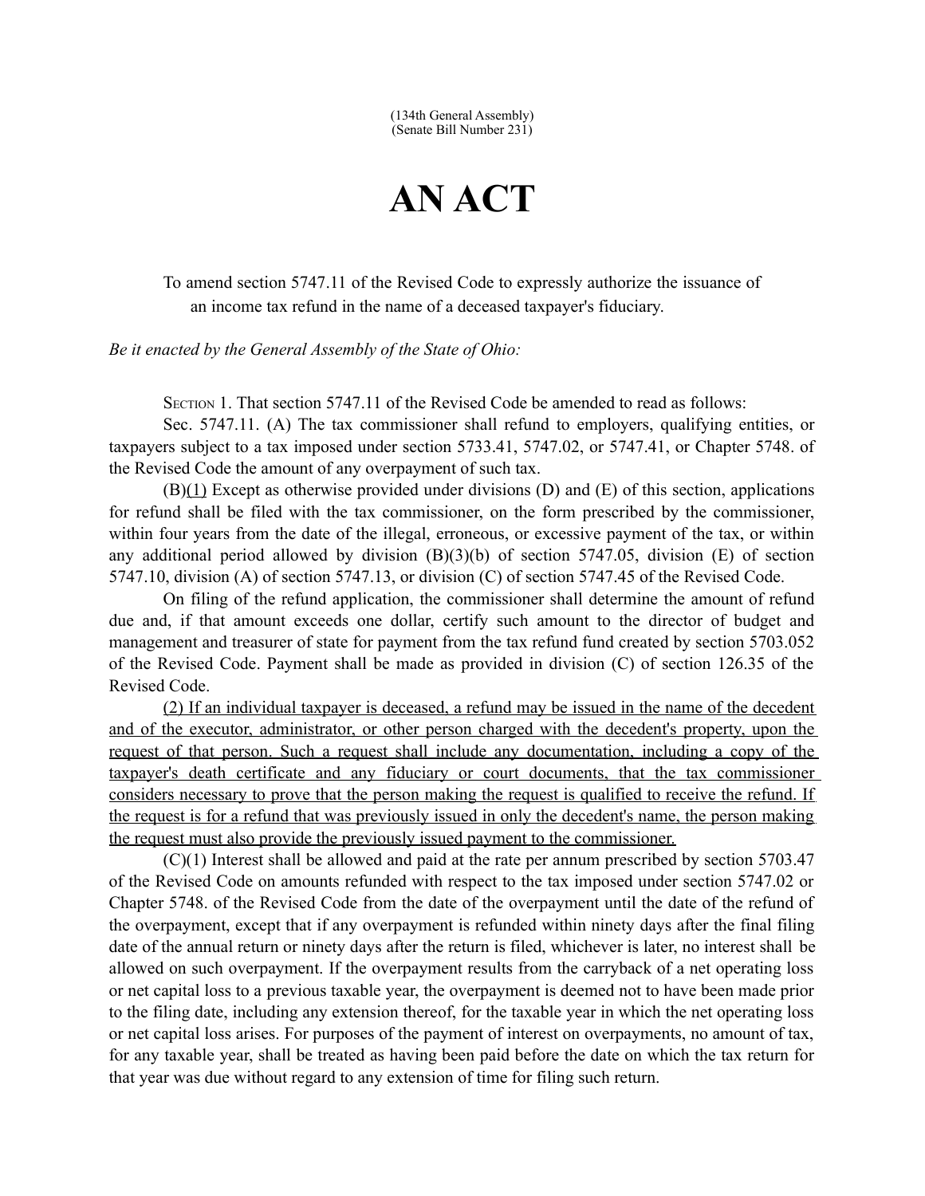(134th General Assembly)
(Senate Bill Number 231)

# AN ACT

To amend section 5747.11 of the Revised Code to expressly authorize the issuance of an income tax refund in the name of a deceased taxpayer's fiduciary.

*Be it enacted by the General Assembly of the State of Ohio:*

SECTION 1. That section 5747.11 of the Revised Code be amended to read as follows:

Sec. 5747.11. (A) The tax commissioner shall refund to employers, qualifying entities, or taxpayers subject to a tax imposed under section 5733.41, 5747.02, or 5747.41, or Chapter 5748. of the Revised Code the amount of any overpayment of such tax.

(B)<u>(1)</u> Except as otherwise provided under divisions (D) and (E) of this section, applications for refund shall be filed with the tax commissioner, on the form prescribed by the commissioner, within four years from the date of the illegal, erroneous, or excessive payment of the tax, or within any additional period allowed by division (B)(3)(b) of section 5747.05, division (E) of section 5747.10, division (A) of section 5747.13, or division (C) of section 5747.45 of the Revised Code.

On filing of the refund application, the commissioner shall determine the amount of refund due and, if that amount exceeds one dollar, certify such amount to the director of budget and management and treasurer of state for payment from the tax refund fund created by section 5703.052 of the Revised Code. Payment shall be made as provided in division (C) of section 126.35 of the Revised Code.

<u>(2) If an individual taxpayer is deceased, a refund may be issued in the name of the decedent and of the executor, administrator, or other person charged with the decedent's property, upon the request of that person. Such a request shall include any documentation, including a copy of the taxpayer's death certificate and any fiduciary or court documents, that the tax commissioner considers necessary to prove that the person making the request is qualified to receive the refund. If the request is for a refund that was previously issued in only the decedent's name, the person making the request must also provide the previously issued payment to the commissioner.</u>

(C)(1) Interest shall be allowed and paid at the rate per annum prescribed by section 5703.47 of the Revised Code on amounts refunded with respect to the tax imposed under section 5747.02 or Chapter 5748. of the Revised Code from the date of the overpayment until the date of the refund of the overpayment, except that if any overpayment is refunded within ninety days after the final filing date of the annual return or ninety days after the return is filed, whichever is later, no interest shall be allowed on such overpayment. If the overpayment results from the carryback of a net operating loss or net capital loss to a previous taxable year, the overpayment is deemed not to have been made prior to the filing date, including any extension thereof, for the taxable year in which the net operating loss or net capital loss arises. For purposes of the payment of interest on overpayments, no amount of tax, for any taxable year, shall be treated as having been paid before the date on which the tax return for that year was due without regard to any extension of time for filing such return.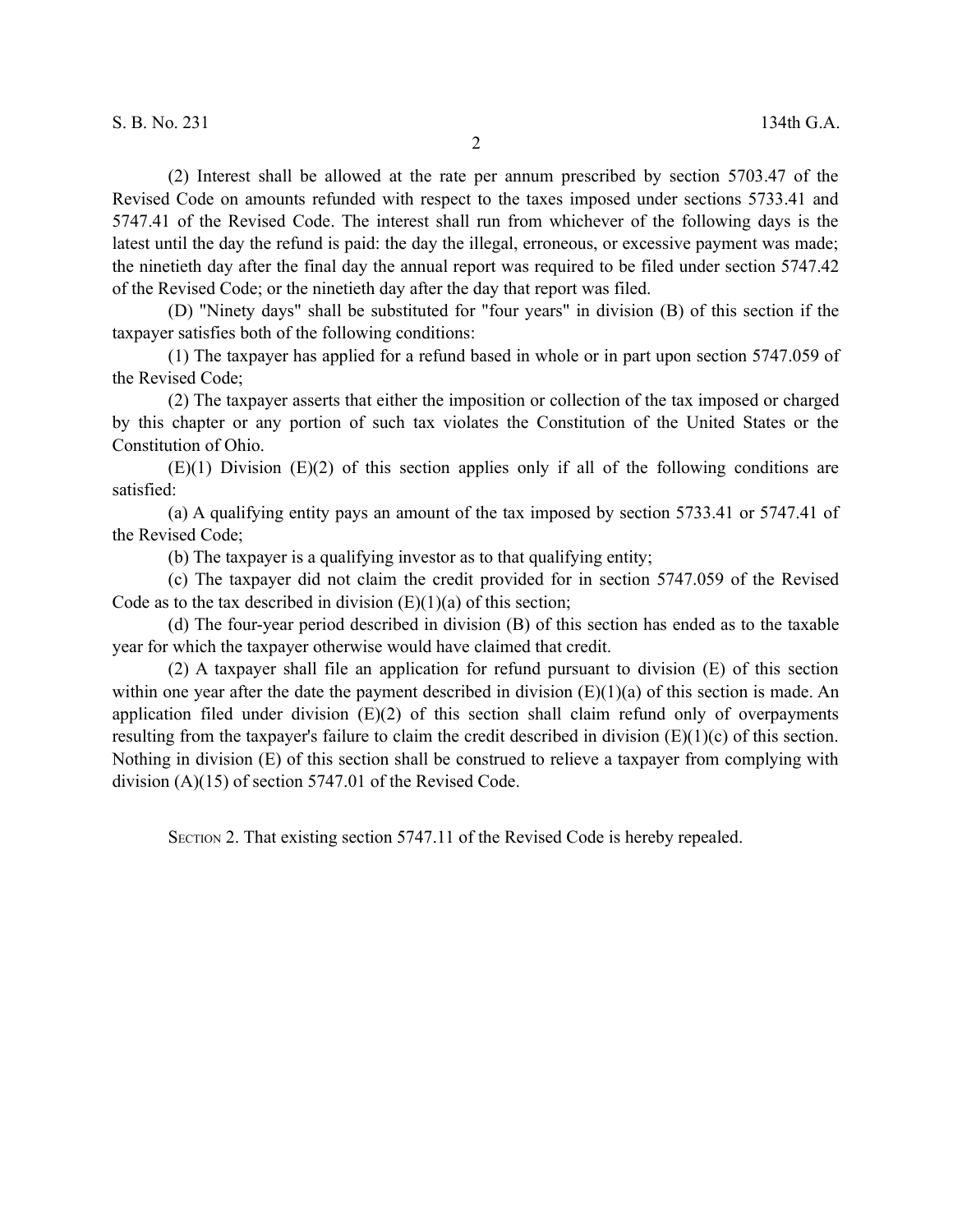(2) Interest shall be allowed at the rate per annum prescribed by section 5703.47 of the Revised Code on amounts refunded with respect to the taxes imposed under sections 5733.41 and 5747.41 of the Revised Code. The interest shall run from whichever of the following days is the latest until the day the refund is paid: the day the illegal, erroneous, or excessive payment was made; the ninetieth day after the final day the annual report was required to be filed under section 5747.42 of the Revised Code; or the ninetieth day after the day that report was filed.

(D) "Ninety days" shall be substituted for "four years" in division (B) of this section if the taxpayer satisfies both of the following conditions:

(1) The taxpayer has applied for a refund based in whole or in part upon section 5747.059 of the Revised Code;

(2) The taxpayer asserts that either the imposition or collection of the tax imposed or charged by this chapter or any portion of such tax violates the Constitution of the United States or the Constitution of Ohio.

(E)(1) Division (E)(2) of this section applies only if all of the following conditions are satisfied:

(a) A qualifying entity pays an amount of the tax imposed by section 5733.41 or 5747.41 of the Revised Code;

(b) The taxpayer is a qualifying investor as to that qualifying entity;

(c) The taxpayer did not claim the credit provided for in section 5747.059 of the Revised Code as to the tax described in division (E)(1)(a) of this section;

(d) The four-year period described in division (B) of this section has ended as to the taxable year for which the taxpayer otherwise would have claimed that credit.

(2) A taxpayer shall file an application for refund pursuant to division (E) of this section within one year after the date the payment described in division (E)(1)(a) of this section is made. An application filed under division (E)(2) of this section shall claim refund only of overpayments resulting from the taxpayer's failure to claim the credit described in division (E)(1)(c) of this section. Nothing in division (E) of this section shall be construed to relieve a taxpayer from complying with division (A)(15) of section 5747.01 of the Revised Code.

SECTION 2. That existing section 5747.11 of the Revised Code is hereby repealed.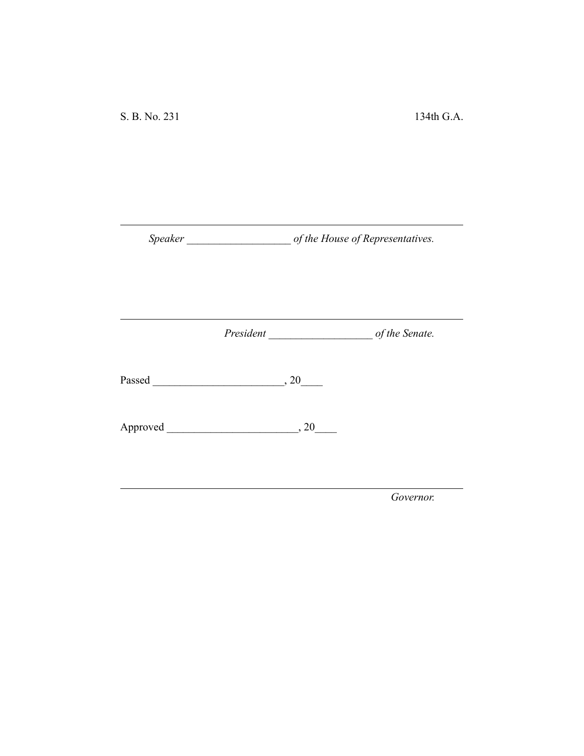S. B. No. 231 134th G.A.

---

*Speaker* ___________________ *of the House of Representatives.*

---

*President* ___________________ *of the Senate.*

Passed ________________________, 20____

Approved ________________________, 20____

---

*Governor.*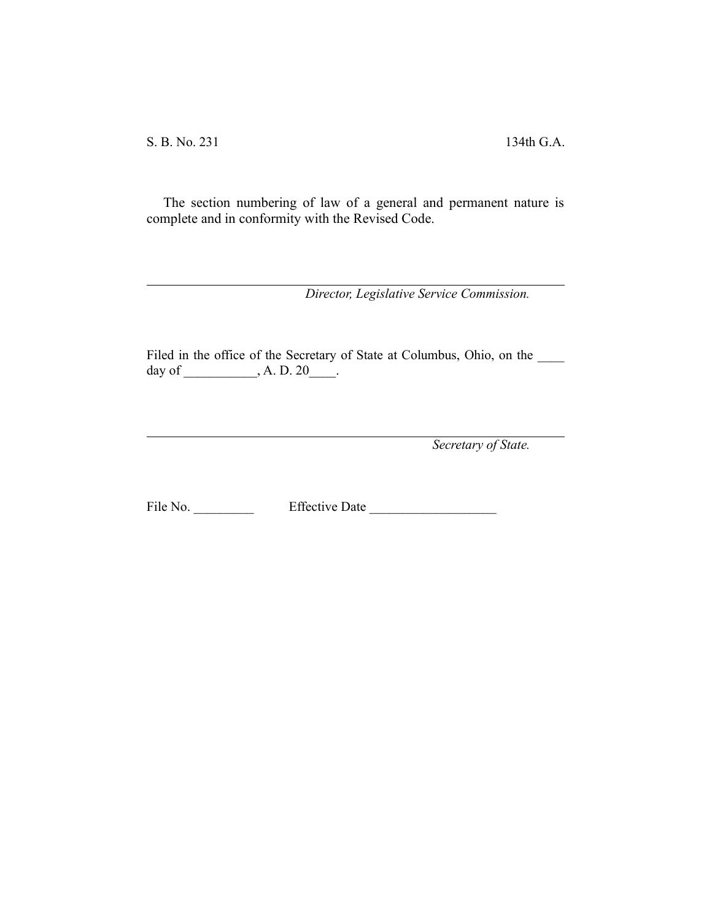S. B. No. 231 134th G.A.

The section numbering of law of a general and permanent nature is complete and in conformity with the Revised Code.

\_\_\_\_\_\_\_\_\_\_\_\_\_\_\_\_\_\_\_\_\_\_\_\_\_\_\_\_\_\_\_\_\_\_\_\_\_\_\_\_\_\_\_\_\_\_\_\_\_\_\_\_\_\_\_\_

*Director, Legislative Service Commission.*

Filed in the office of the Secretary of State at Columbus, Ohio, on the ____ day of ___________, A. D. 20____.

\_\_\_\_\_\_\_\_\_\_\_\_\_\_\_\_\_\_\_\_\_\_\_\_\_\_\_\_\_\_\_\_\_\_\_\_\_\_\_\_\_\_\_\_\_\_\_\_\_\_\_\_\_\_\_\_

*Secretary of State.*

File No. _________ Effective Date ___________________